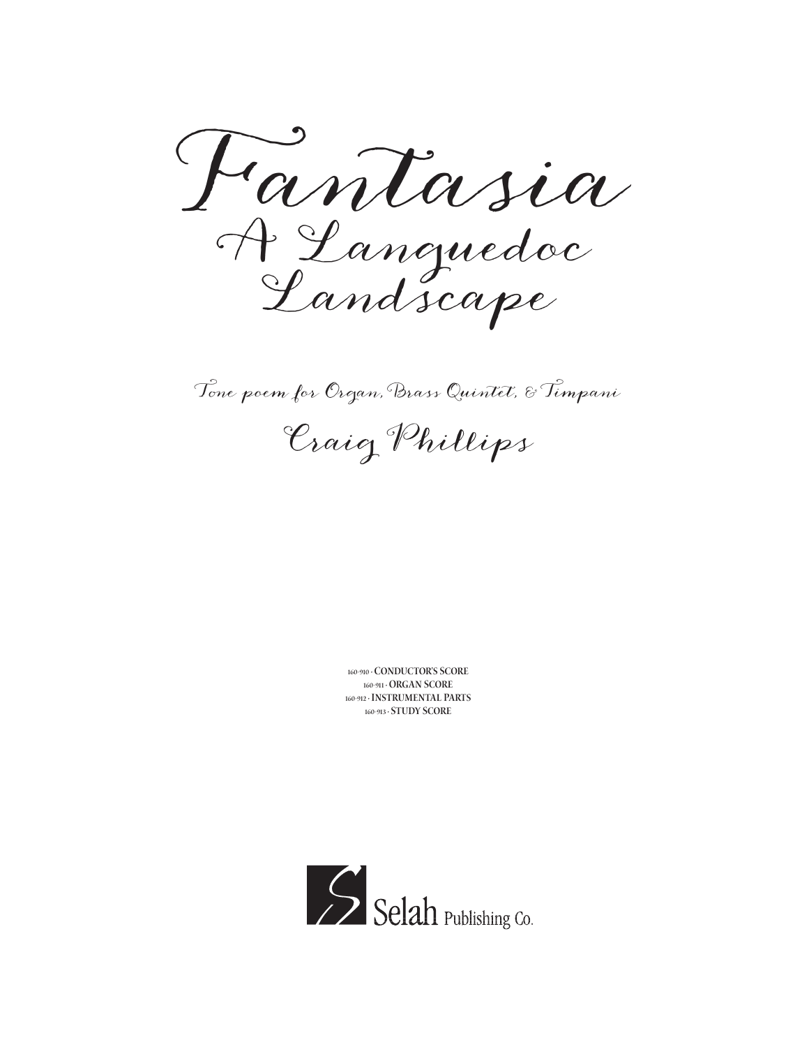# Fantasia

## A Languedoc Landscape

*Tone poem for Organ, Brass Quintet, & Timpani*

### Craig Phillips

160-910 · **CONDUCTOR'S SCORE**
160-911 · **ORGAN SCORE**
160-912 · **INSTRUMENTAL PARTS**
160-913 · **STUDY SCORE**

Selah Publishing Co.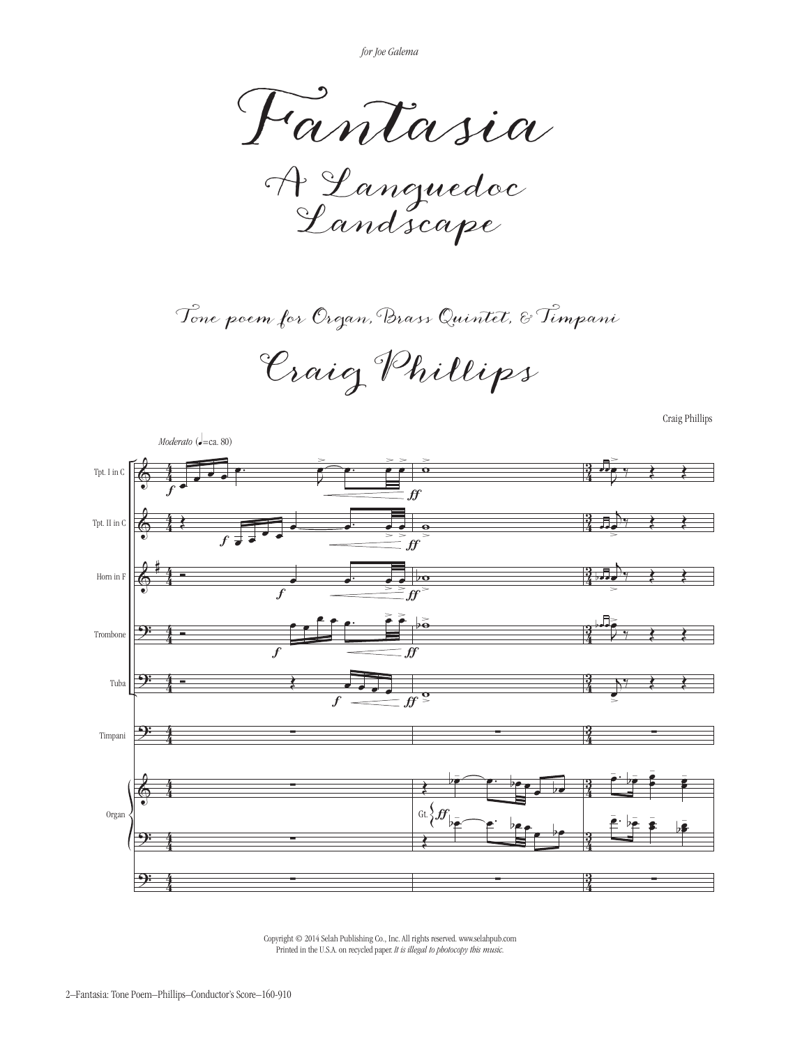*for Joe Galema*

# Fantasia

## A Languedoc Landscape

Tone poem for Organ, Brass Quintet, & Timpani

## Craig Phillips

Craig Phillips

Copyright © 2014 Selah Publishing Co., Inc. All rights reserved. www.selahpub.com
Printed in the U.S.A. on recycled paper. *It is illegal to photocopy this music.*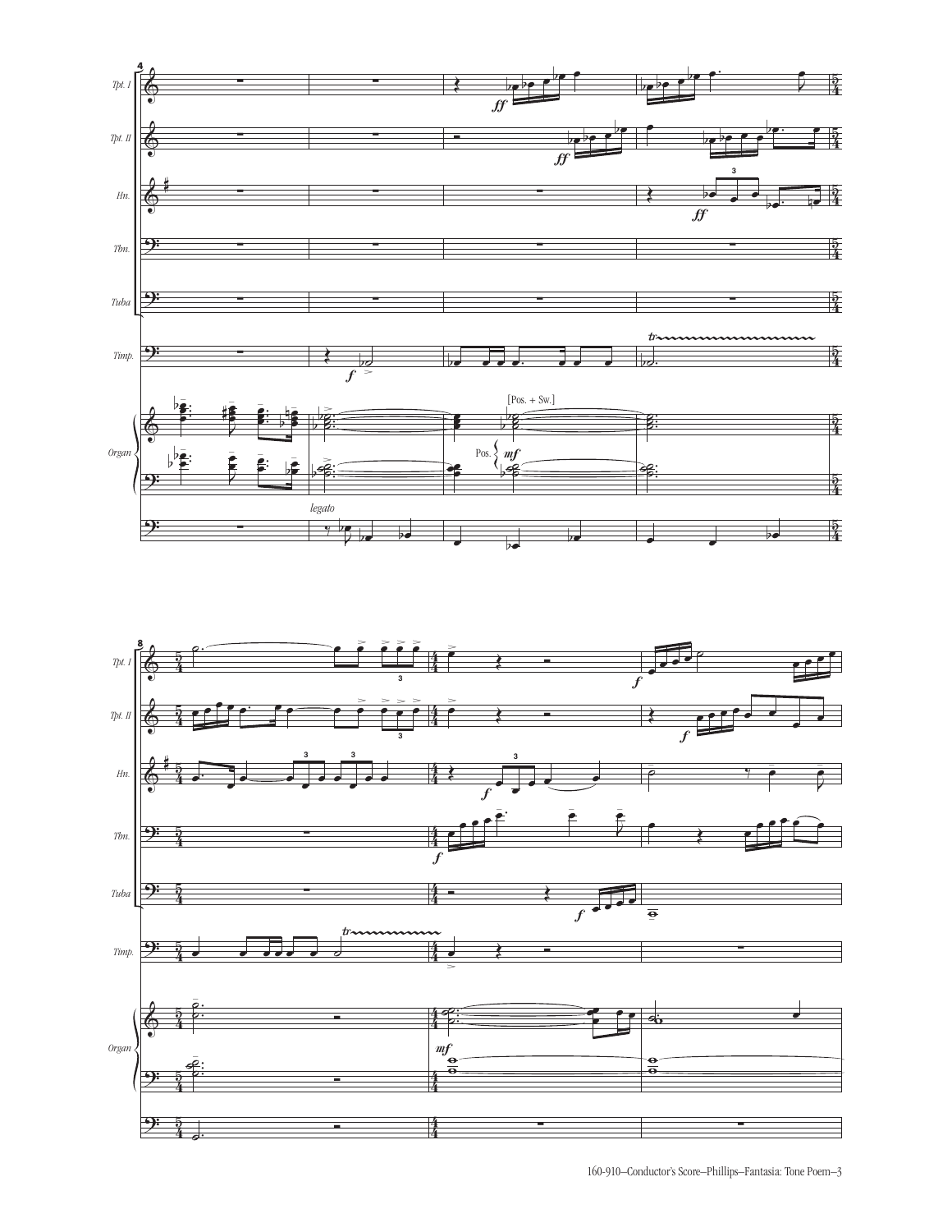Tpt. I

Tpt. II

Hn.

Tbn.

Tuba

Timp.

Organ

[Pos. + Sw.]

Pos.

*legato*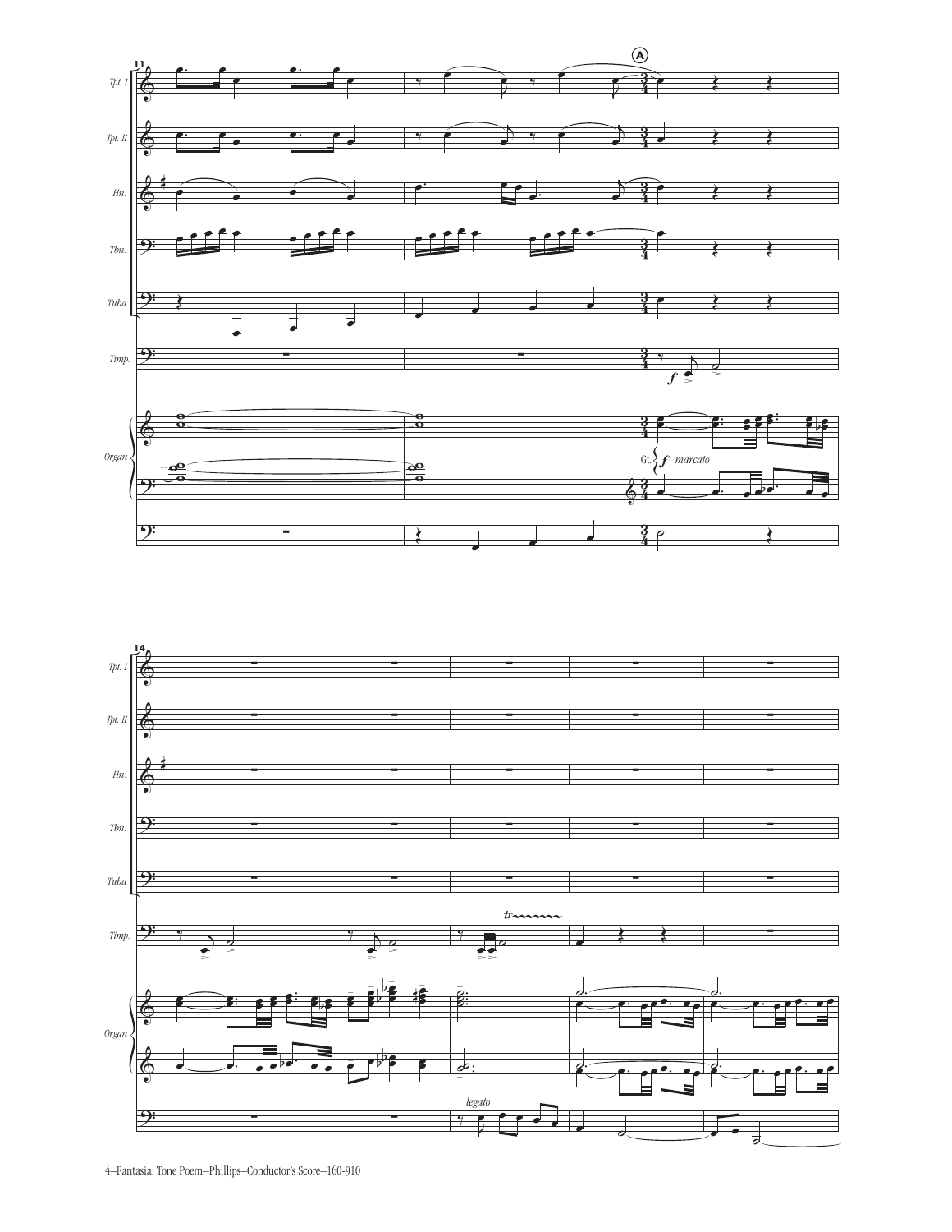11

Tpt. I

Tpt. II

Hn.

Tbn.

Tuba

Timp.

Organ

A

*f*

Gt. *f* *marcato*

14

Tpt. I

Tpt. II

Hn.

Tbn.

Tuba

Timp.

*tr*

Organ

*legato*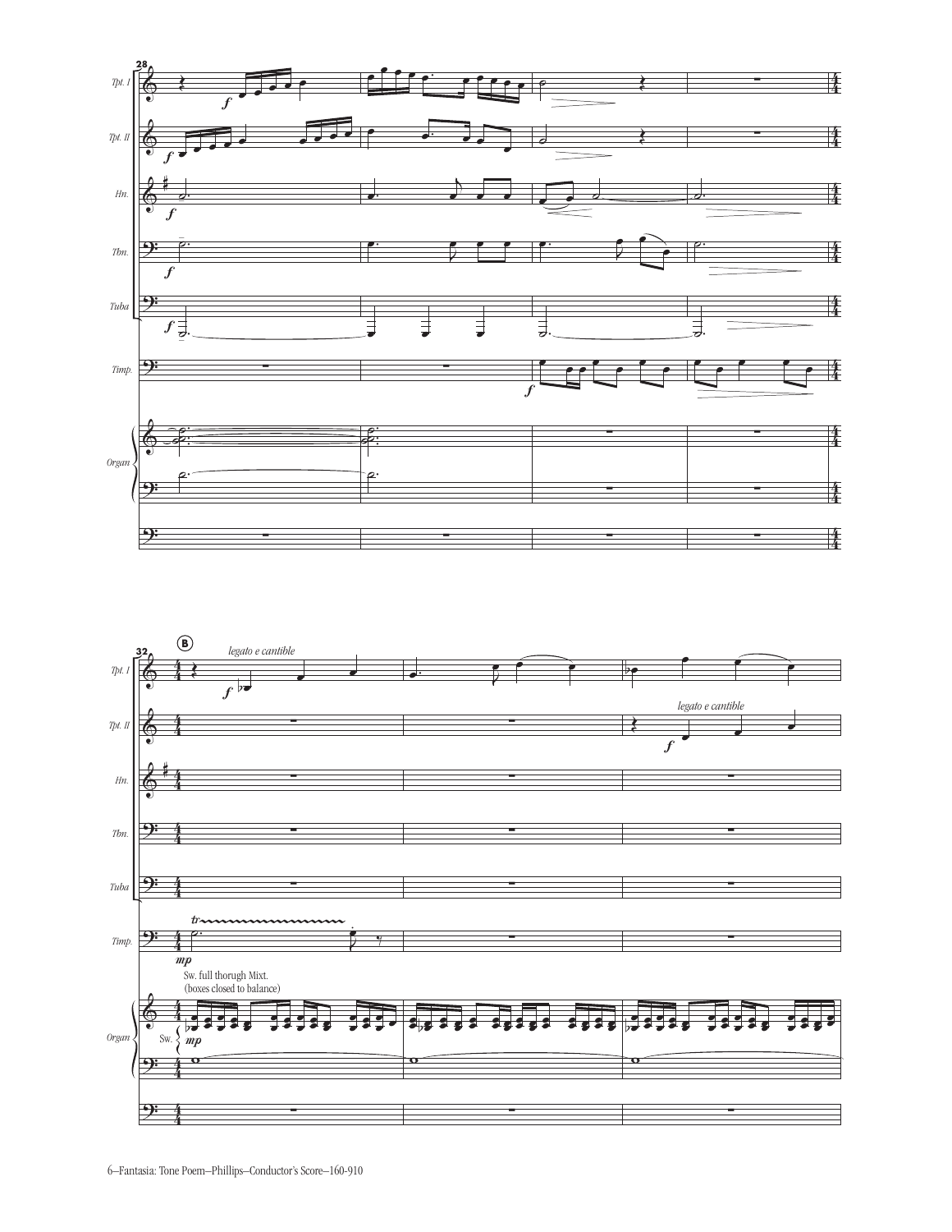28

Tpt. I

Tpt. II

Hn.

Tbn.

Tuba

Timp.

Organ

32 **B**

*legato e cantible*

Tpt. I

Tpt. II

*legato e cantible*

Hn.

Tbn.

Tuba

Timp.

Sw. full thorugh Mixt.
(boxes closed to balance)

Organ

Sw.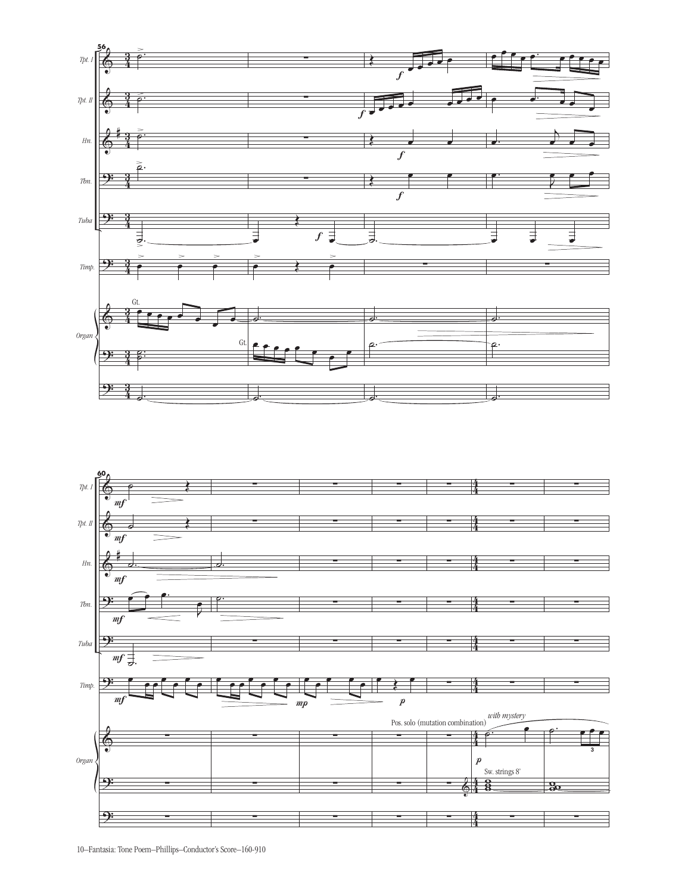Tpt. I

Tpt. II

Hn.

Tbn.

Tuba

Timp.

Organ

Gt.

Pos. solo (mutation combination)

*with mystery*

Sw. strings 8'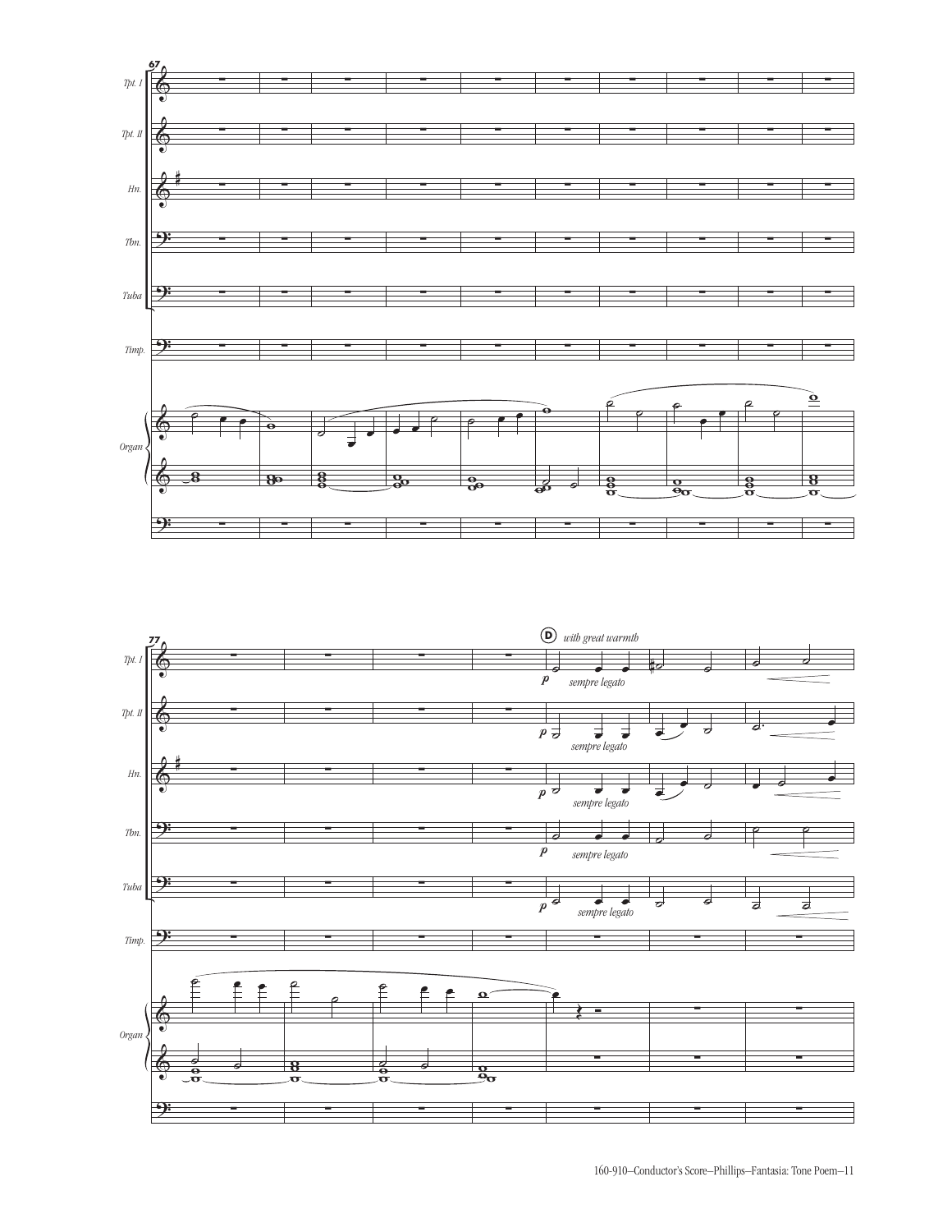67

Tpt. I

Tpt. II

Hn.

Tbn.

Tuba

Timp.

Organ

77

Tpt. I

Tpt. II

Hn.

Tbn.

Tuba

Timp.

Organ

D *with great warmth*

*p* *sempre legato*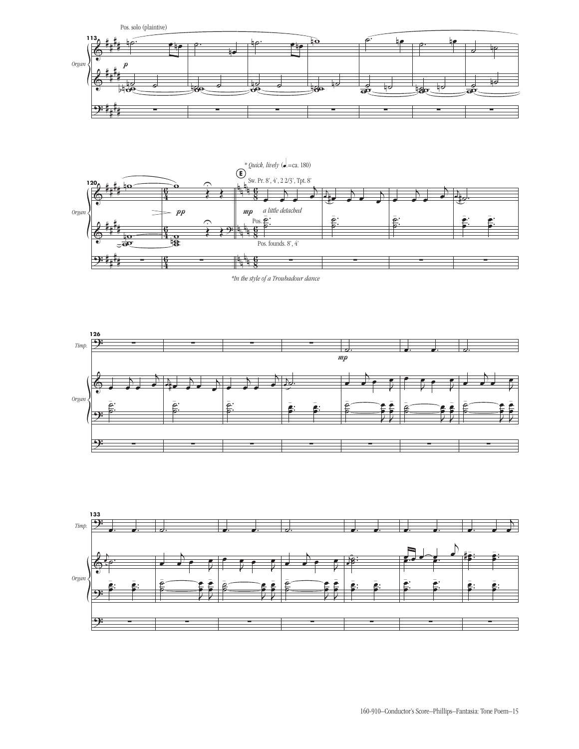Pos. solo (plaintive)

*Quick, lively* (♩. = ca. 180)

**E**

Sw. Pr. 8', 4', 2 2/3', Tpt. 8'

*mp* *a little detached*

Pos.

Pos. founds. 8', 4'

*pp*

*In the style of a Troubadour dance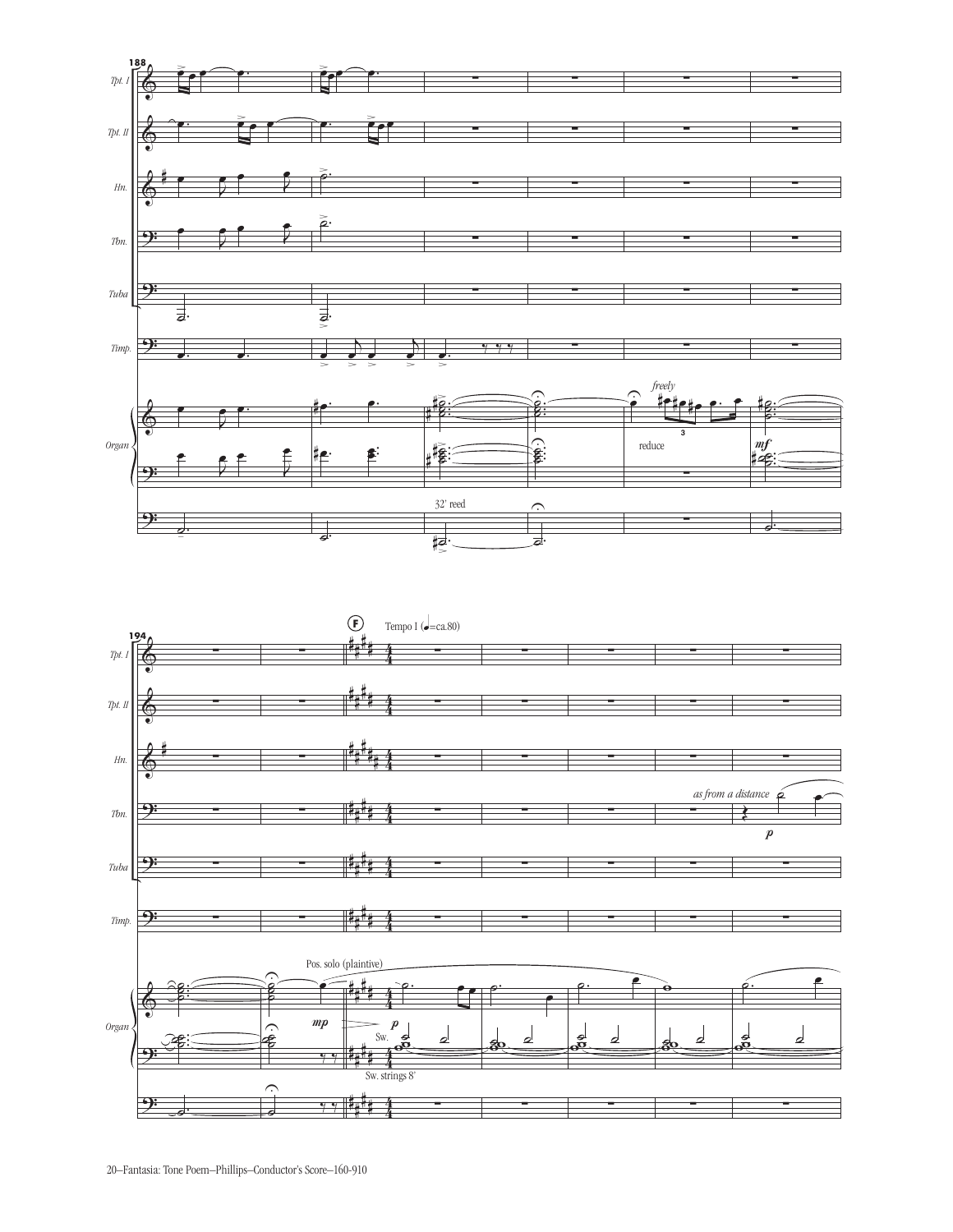188

Tpt. I

Tpt. II

Hn.

Tbn.

Tuba

Timp.

Organ

32' reed

*freely*

reduce

3

*mf*

194

F

Tempo I (♩=ca.80)

*as from a distance*

*p*

Pos. solo (plaintive)

*mp*

*p*

Sw.

Sw. strings 8'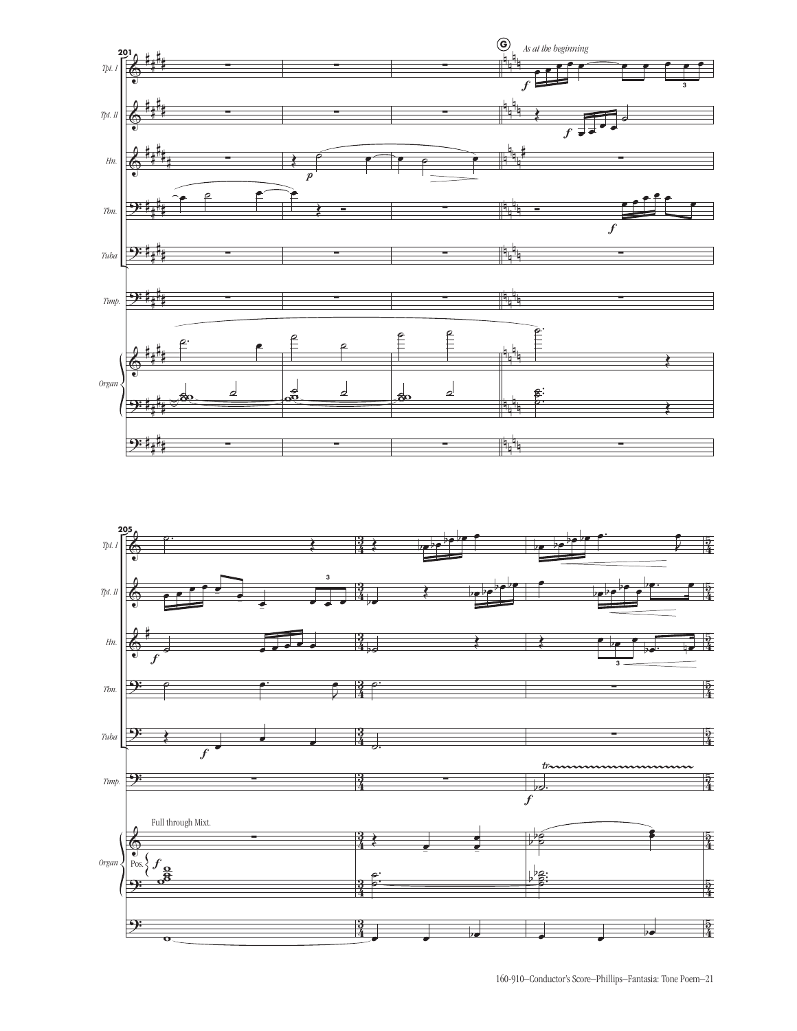**G** *As at the beginning*

Full through Mixt.

Pos.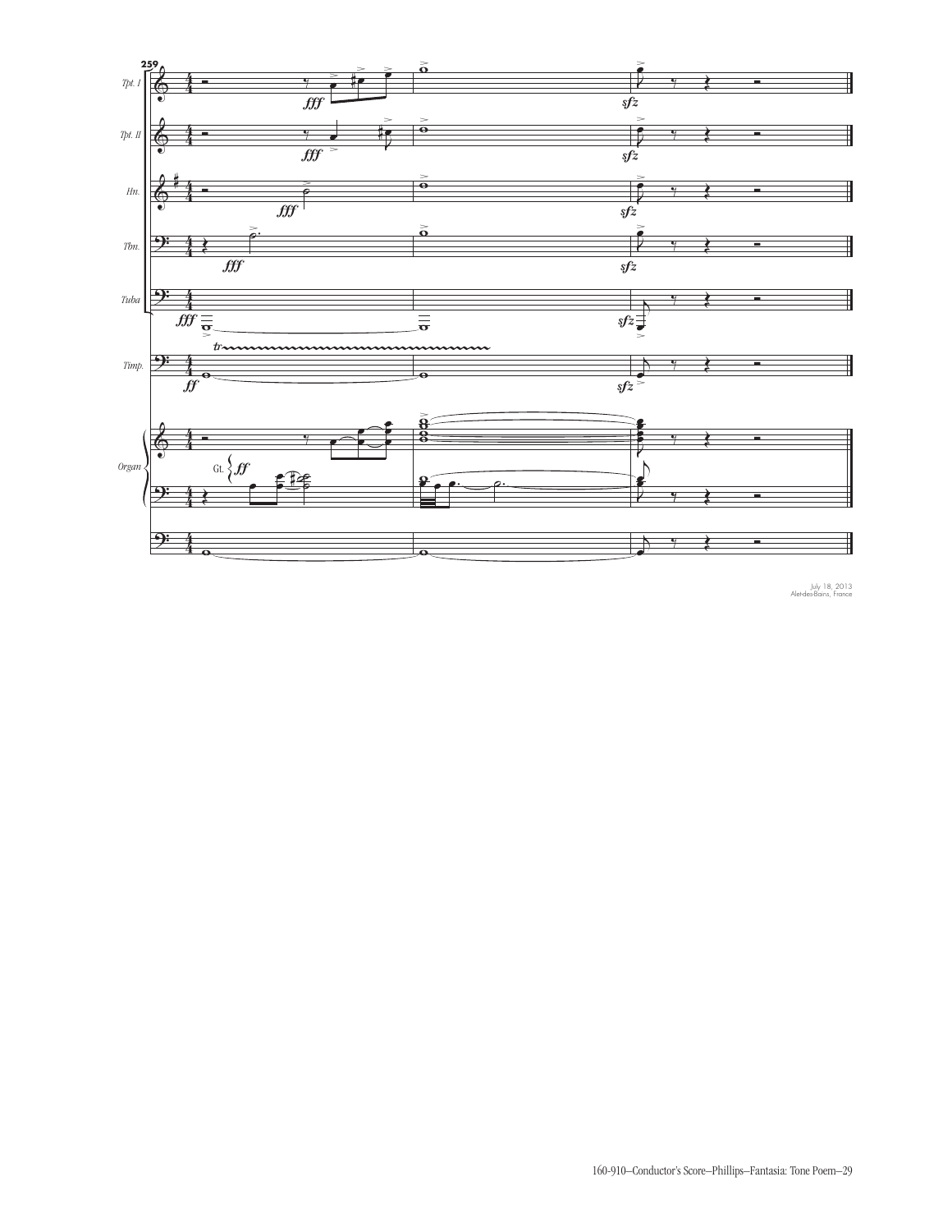July 18, 2013
Aix-les-Bains, France